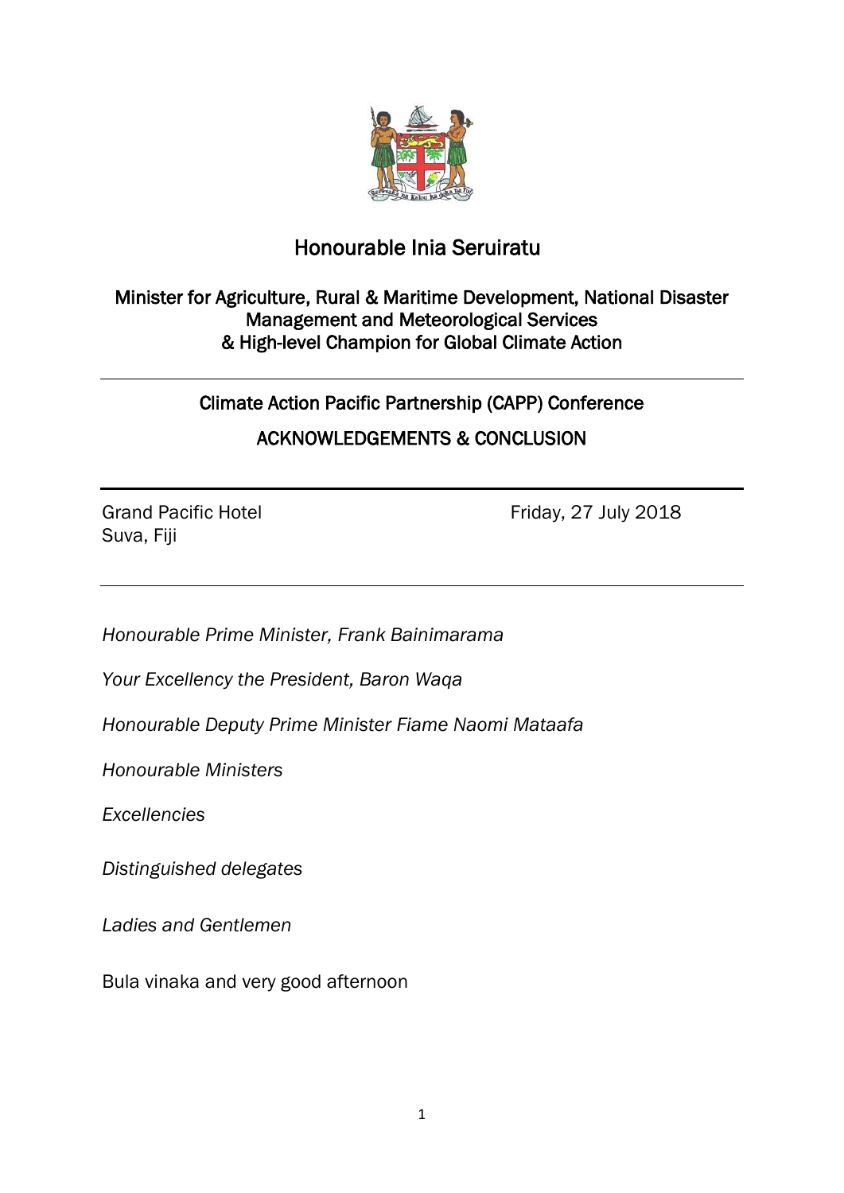# Honourable Inia Seruiratu

## Minister for Agriculture, Rural & Maritime Development, National Disaster Management and Meteorological Services & High-level Champion for Global Climate Action

---

## Climate Action Pacific Partnership (CAPP) Conference

## ACKNOWLEDGEMENTS & CONCLUSION

---

Grand Pacific Hotel
Suva, Fiji

Friday, 27 July 2018

---

*Honourable Prime Minister, Frank Bainimarama*

*Your Excellency the President, Baron Waqa*

*Honourable Deputy Prime Minister Fiame Naomi Mataafa*

*Honourable Ministers*

*Excellencies*

*Distinguished delegates*

*Ladies and Gentlemen*

Bula vinaka and very good afternoon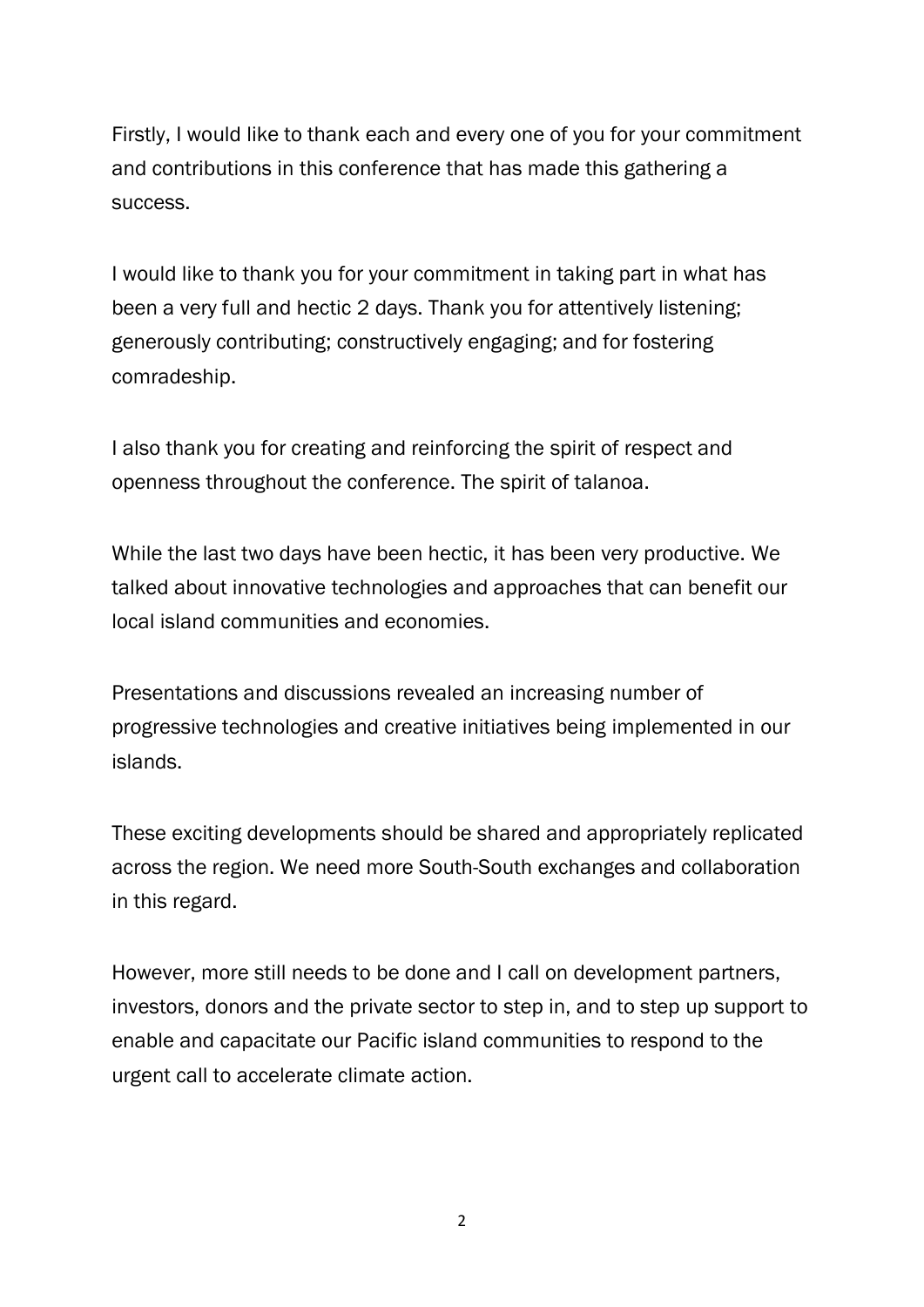Firstly, I would like to thank each and every one of you for your commitment and contributions in this conference that has made this gathering a success.

I would like to thank you for your commitment in taking part in what has been a very full and hectic 2 days. Thank you for attentively listening; generously contributing; constructively engaging; and for fostering comradeship.

I also thank you for creating and reinforcing the spirit of respect and openness throughout the conference. The spirit of talanoa.

While the last two days have been hectic, it has been very productive. We talked about innovative technologies and approaches that can benefit our local island communities and economies.

Presentations and discussions revealed an increasing number of progressive technologies and creative initiatives being implemented in our islands.

These exciting developments should be shared and appropriately replicated across the region. We need more South-South exchanges and collaboration in this regard.

However, more still needs to be done and I call on development partners, investors, donors and the private sector to step in, and to step up support to enable and capacitate our Pacific island communities to respond to the urgent call to accelerate climate action.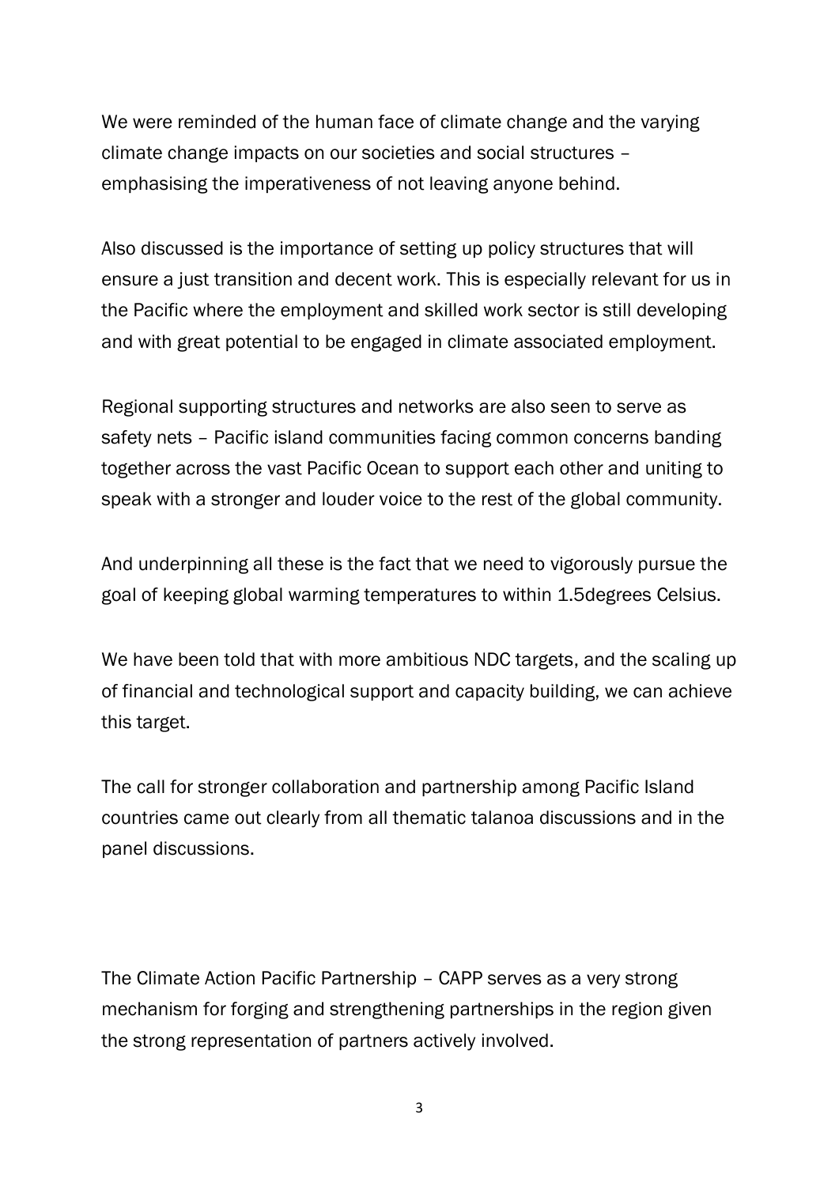We were reminded of the human face of climate change and the varying climate change impacts on our societies and social structures – emphasising the imperativeness of not leaving anyone behind.

Also discussed is the importance of setting up policy structures that will ensure a just transition and decent work. This is especially relevant for us in the Pacific where the employment and skilled work sector is still developing and with great potential to be engaged in climate associated employment.

Regional supporting structures and networks are also seen to serve as safety nets – Pacific island communities facing common concerns banding together across the vast Pacific Ocean to support each other and uniting to speak with a stronger and louder voice to the rest of the global community.

And underpinning all these is the fact that we need to vigorously pursue the goal of keeping global warming temperatures to within 1.5degrees Celsius.

We have been told that with more ambitious NDC targets, and the scaling up of financial and technological support and capacity building, we can achieve this target.

The call for stronger collaboration and partnership among Pacific Island countries came out clearly from all thematic talanoa discussions and in the panel discussions.

The Climate Action Pacific Partnership – CAPP serves as a very strong mechanism for forging and strengthening partnerships in the region given the strong representation of partners actively involved.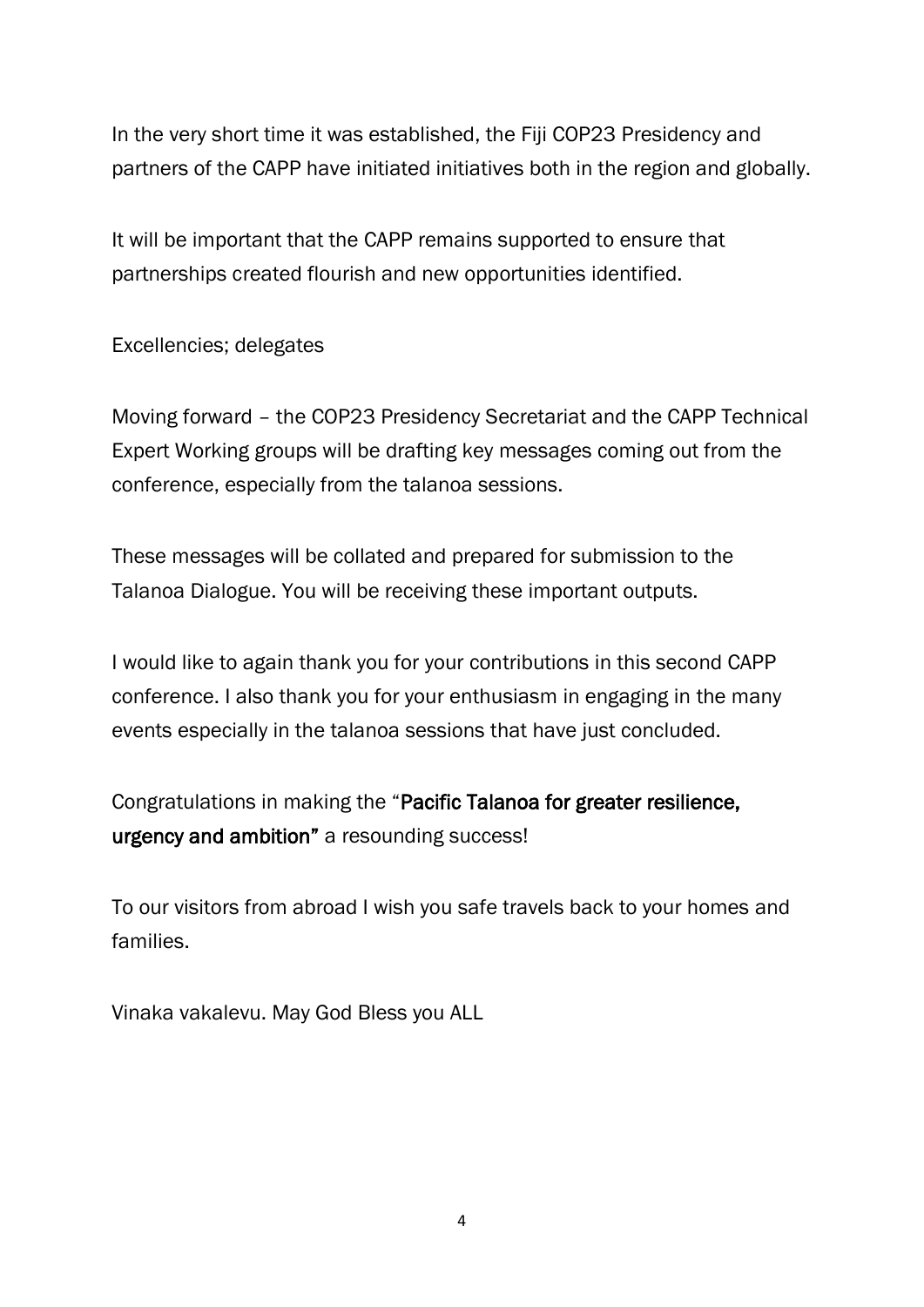In the very short time it was established, the Fiji COP23 Presidency and partners of the CAPP have initiated initiatives both in the region and globally.

It will be important that the CAPP remains supported to ensure that partnerships created flourish and new opportunities identified.

Excellencies; delegates

Moving forward – the COP23 Presidency Secretariat and the CAPP Technical Expert Working groups will be drafting key messages coming out from the conference, especially from the talanoa sessions.

These messages will be collated and prepared for submission to the Talanoa Dialogue. You will be receiving these important outputs.

I would like to again thank you for your contributions in this second CAPP conference. I also thank you for your enthusiasm in engaging in the many events especially in the talanoa sessions that have just concluded.

Congratulations in making the "**Pacific Talanoa for greater resilience, urgency and ambition"** a resounding success!

To our visitors from abroad I wish you safe travels back to your homes and families.

Vinaka vakalevu. May God Bless you ALL